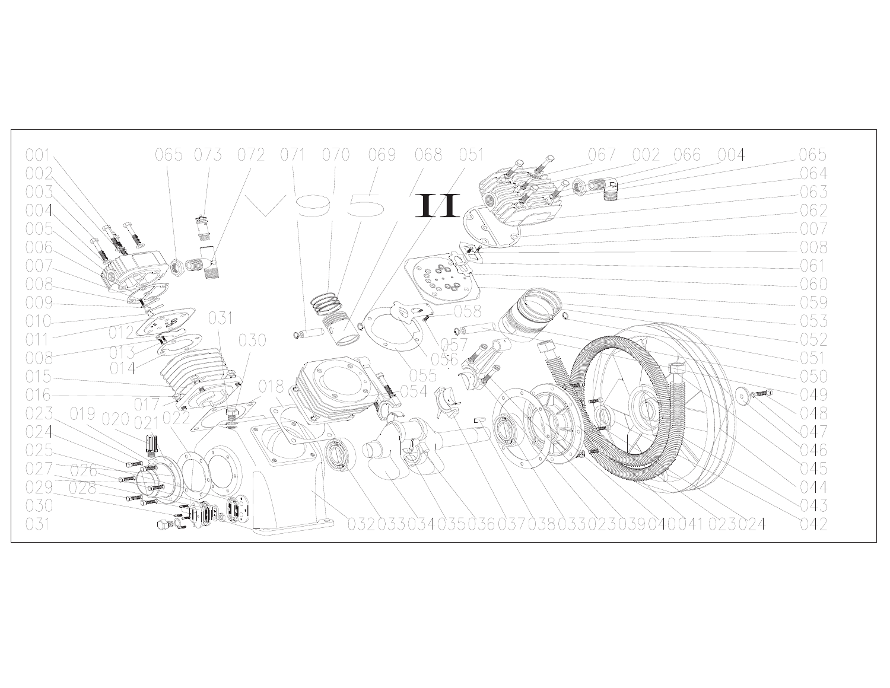# V95 II

001
002
003
004
005
006
007
008
009
010
011
008
015
016
023
024
025
027
029
030
031

065 073 072 071 070 069 068 051

067 002 066 004

065
064
063
062
007
008
061
060
059
053
052
051
050
049
048
047
046
045
044
043
042

012
013
014
031
030
017
022
018
019 020 021
026
028
058
057
056
055
054

032 033 034 035 036 037 038 033 023 039 040 041 023 024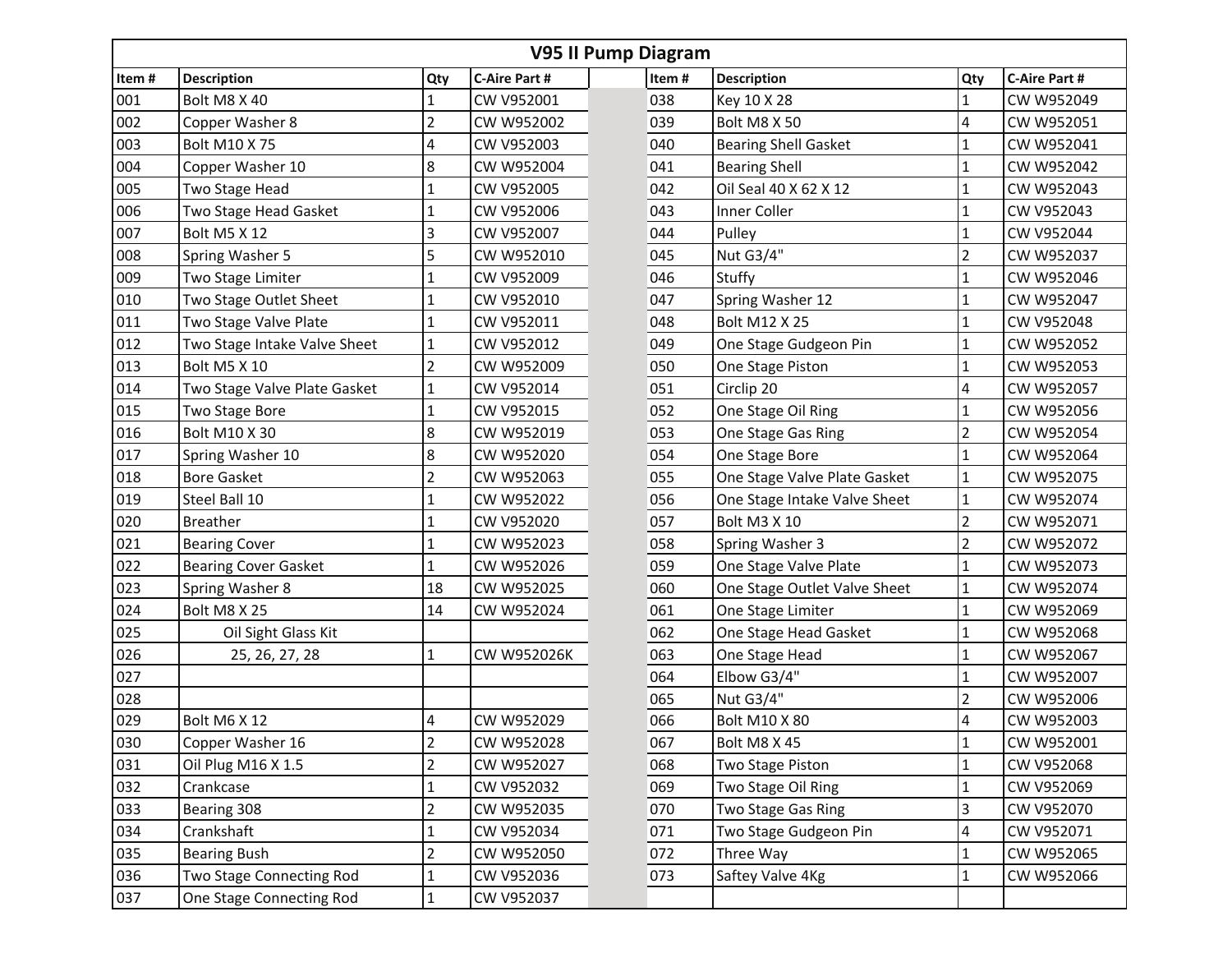## V95 II Pump Diagram

| Item # | Description | Qty | C-Aire Part # | | Item # | Description | Qty | C-Aire Part # |
|---|---|---|---|---|---|---|---|---|
| 001 | Bolt M8 X 40 | 1 | CW V952001 | | 038 | Key 10 X 28 | 1 | CW W952049 |
| 002 | Copper Washer 8 | 2 | CW W952002 | | 039 | Bolt M8 X 50 | 4 | CW W952051 |
| 003 | Bolt M10 X 75 | 4 | CW V952003 | | 040 | Bearing Shell Gasket | 1 | CW W952041 |
| 004 | Copper Washer 10 | 8 | CW W952004 | | 041 | Bearing Shell | 1 | CW W952042 |
| 005 | Two Stage Head | 1 | CW V952005 | | 042 | Oil Seal 40 X 62 X 12 | 1 | CW W952043 |
| 006 | Two Stage Head Gasket | 1 | CW V952006 | | 043 | Inner Coller | 1 | CW V952043 |
| 007 | Bolt M5 X 12 | 3 | CW V952007 | | 044 | Pulley | 1 | CW V952044 |
| 008 | Spring Washer 5 | 5 | CW W952010 | | 045 | Nut G3/4" | 2 | CW W952037 |
| 009 | Two Stage Limiter | 1 | CW V952009 | | 046 | Stuffy | 1 | CW W952046 |
| 010 | Two Stage Outlet Sheet | 1 | CW V952010 | | 047 | Spring Washer 12 | 1 | CW W952047 |
| 011 | Two Stage Valve Plate | 1 | CW V952011 | | 048 | Bolt M12 X 25 | 1 | CW V952048 |
| 012 | Two Stage Intake Valve Sheet | 1 | CW V952012 | | 049 | One Stage Gudgeon Pin | 1 | CW W952052 |
| 013 | Bolt M5 X 10 | 2 | CW W952009 | | 050 | One Stage Piston | 1 | CW W952053 |
| 014 | Two Stage Valve Plate Gasket | 1 | CW V952014 | | 051 | Circlip 20 | 4 | CW W952057 |
| 015 | Two Stage Bore | 1 | CW V952015 | | 052 | One Stage Oil Ring | 1 | CW W952056 |
| 016 | Bolt M10 X 30 | 8 | CW W952019 | | 053 | One Stage Gas Ring | 2 | CW W952054 |
| 017 | Spring Washer 10 | 8 | CW W952020 | | 054 | One Stage Bore | 1 | CW W952064 |
| 018 | Bore Gasket | 2 | CW W952063 | | 055 | One Stage Valve Plate Gasket | 1 | CW W952075 |
| 019 | Steel Ball 10 | 1 | CW W952022 | | 056 | One Stage Intake Valve Sheet | 1 | CW W952074 |
| 020 | Breather | 1 | CW V952020 | | 057 | Bolt M3 X 10 | 2 | CW W952071 |
| 021 | Bearing Cover | 1 | CW W952023 | | 058 | Spring Washer 3 | 2 | CW W952072 |
| 022 | Bearing Cover Gasket | 1 | CW W952026 | | 059 | One Stage Valve Plate | 1 | CW W952073 |
| 023 | Spring Washer 8 | 18 | CW W952025 | | 060 | One Stage Outlet Valve Sheet | 1 | CW W952074 |
| 024 | Bolt M8 X 25 | 14 | CW W952024 | | 061 | One Stage Limiter | 1 | CW W952069 |
| 025 | Oil Sight Glass Kit | | | | 062 | One Stage Head Gasket | 1 | CW W952068 |
| 026 | 25, 26, 27, 28 | 1 | CW W952026K | | 063 | One Stage Head | 1 | CW W952067 |
| 027 | | | | | 064 | Elbow G3/4" | 1 | CW W952007 |
| 028 | | | | | 065 | Nut G3/4" | 2 | CW W952006 |
| 029 | Bolt M6 X 12 | 4 | CW W952029 | | 066 | Bolt M10 X 80 | 4 | CW W952003 |
| 030 | Copper Washer 16 | 2 | CW W952028 | | 067 | Bolt M8 X 45 | 1 | CW W952001 |
| 031 | Oil Plug M16 X 1.5 | 2 | CW W952027 | | 068 | Two Stage Piston | 1 | CW V952068 |
| 032 | Crankcase | 1 | CW V952032 | | 069 | Two Stage Oil Ring | 1 | CW V952069 |
| 033 | Bearing 308 | 2 | CW W952035 | | 070 | Two Stage Gas Ring | 3 | CW V952070 |
| 034 | Crankshaft | 1 | CW V952034 | | 071 | Two Stage Gudgeon Pin | 4 | CW V952071 |
| 035 | Bearing Bush | 2 | CW W952050 | | 072 | Three Way | 1 | CW W952065 |
| 036 | Two Stage Connecting Rod | 1 | CW V952036 | | 073 | Saftey Valve 4Kg | 1 | CW W952066 |
| 037 | One Stage Connecting Rod | 1 | CW V952037 | | | | | |